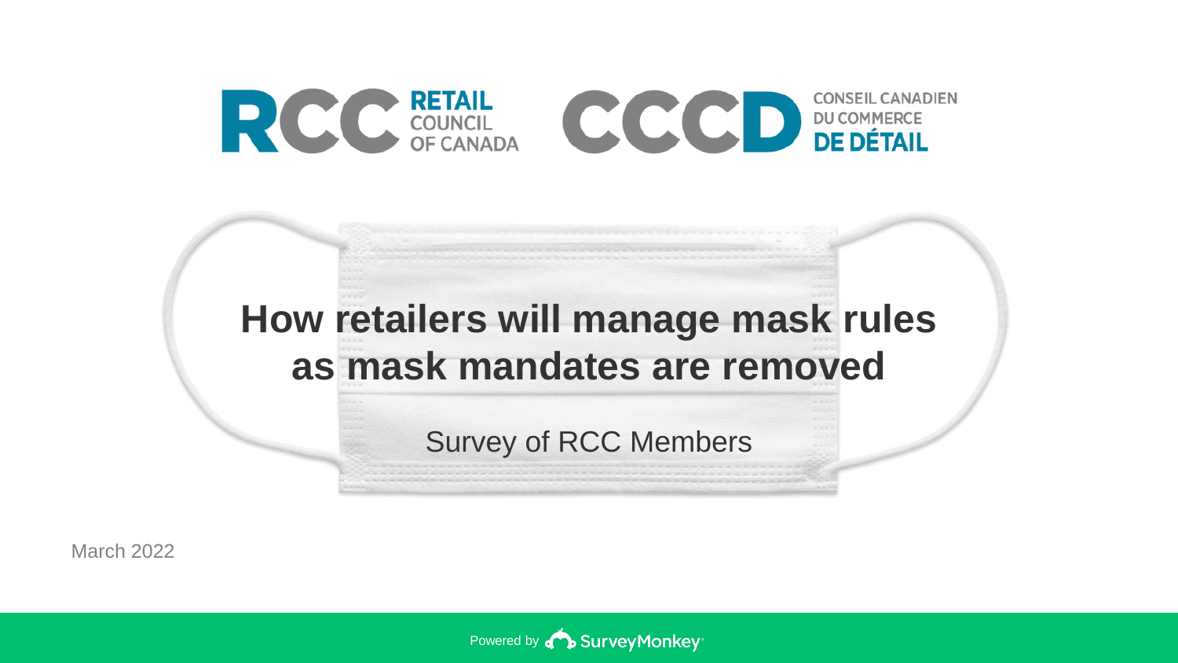RCC RETAIL COUNCIL OF CANADA

CCCD CONSEIL CANADIEN DU COMMERCE DE DÉTAIL

# How retailers will manage mask rules as mask mandates are removed

Survey of RCC Members

March 2022

Powered by SurveyMonkey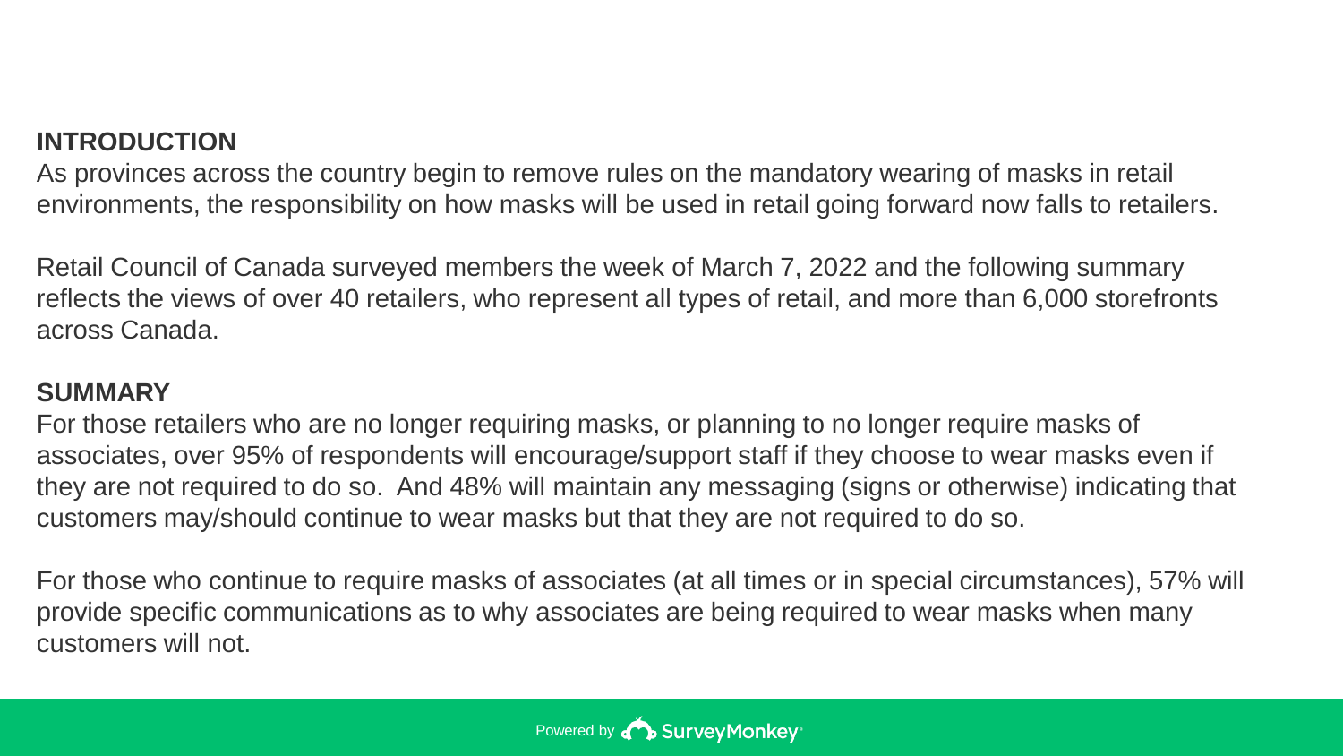## INTRODUCTION

As provinces across the country begin to remove rules on the mandatory wearing of masks in retail environments, the responsibility on how masks will be used in retail going forward now falls to retailers.

Retail Council of Canada surveyed members the week of March 7, 2022 and the following summary reflects the views of over 40 retailers, who represent all types of retail, and more than 6,000 storefronts across Canada.

## SUMMARY

For those retailers who are no longer requiring masks, or planning to no longer require masks of associates, over 95% of respondents will encourage/support staff if they choose to wear masks even if they are not required to do so. And 48% will maintain any messaging (signs or otherwise) indicating that customers may/should continue to wear masks but that they are not required to do so.

For those who continue to require masks of associates (at all times or in special circumstances), 57% will provide specific communications as to why associates are being required to wear masks when many customers will not.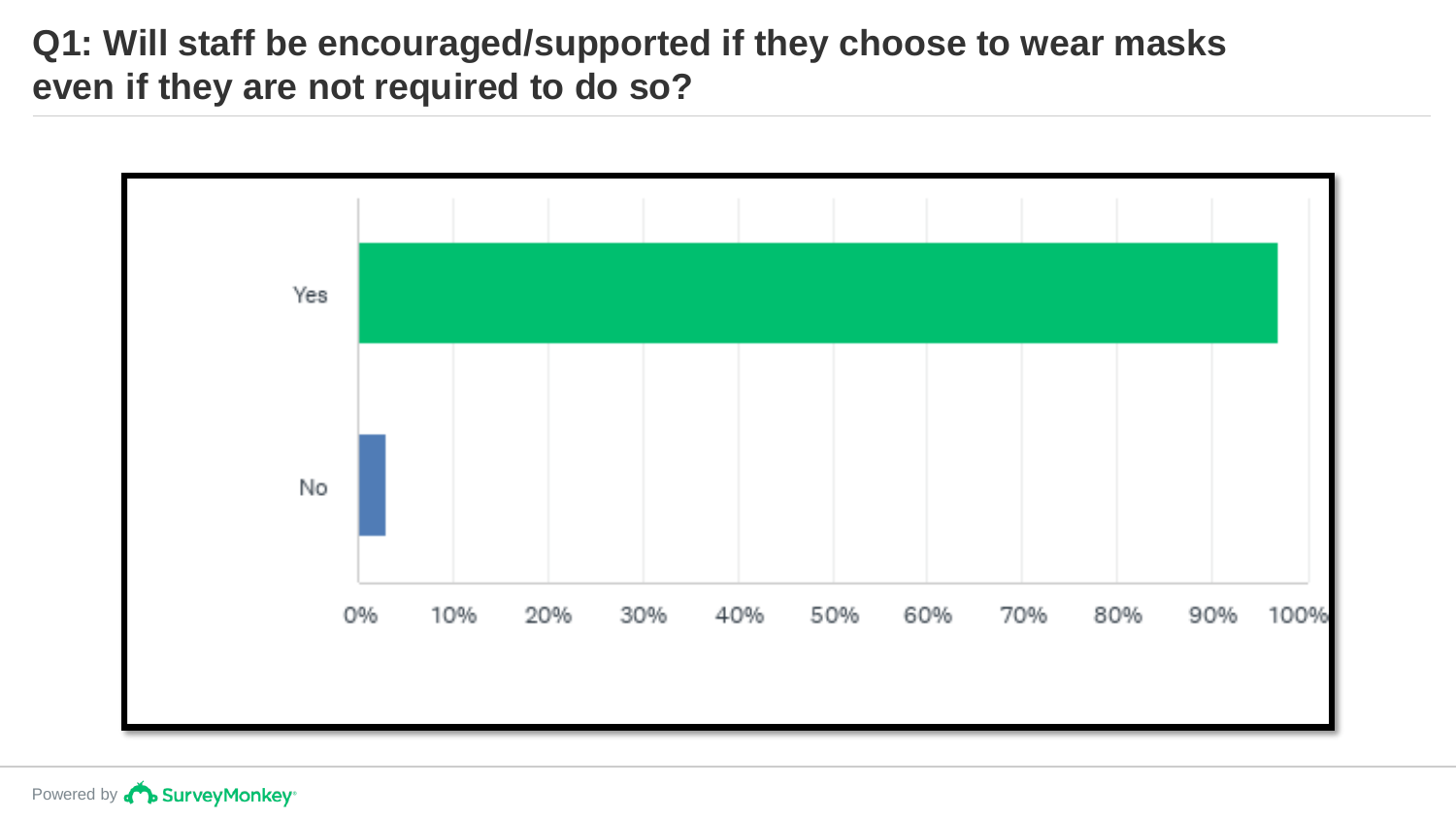# Q1: Will staff be encouraged/supported if they choose to wear masks even if they are not required to do so?

| Answer | Approximate % (read from chart) |
|---|---|
| Yes | ~97% |
| No | ~3% |

Powered by SurveyMonkey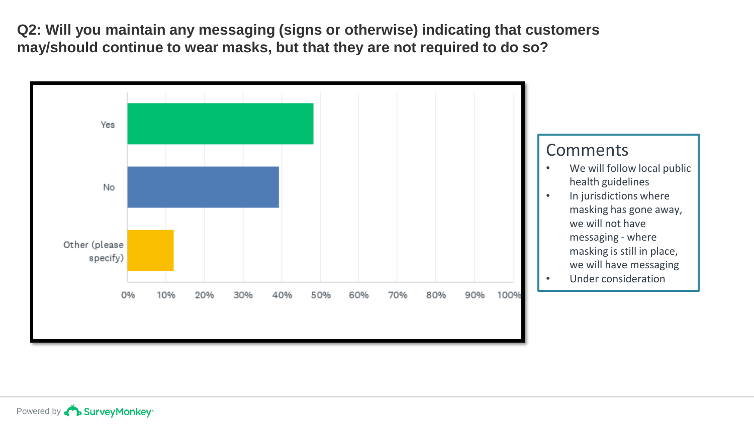## Q2: Will you maintain any messaging (signs or otherwise) indicating that customers may/should continue to wear masks, but that they are not required to do so?

Yes

No

Other (please specify)

0% 10% 20% 30% 40% 50% 60% 70% 80% 90% 100%

### Comments

- We will follow local public health guidelines
- In jurisdictions where masking has gone away, we will not have messaging - where masking is still in place, we will have messaging
- Under consideration

Powered by SurveyMonkey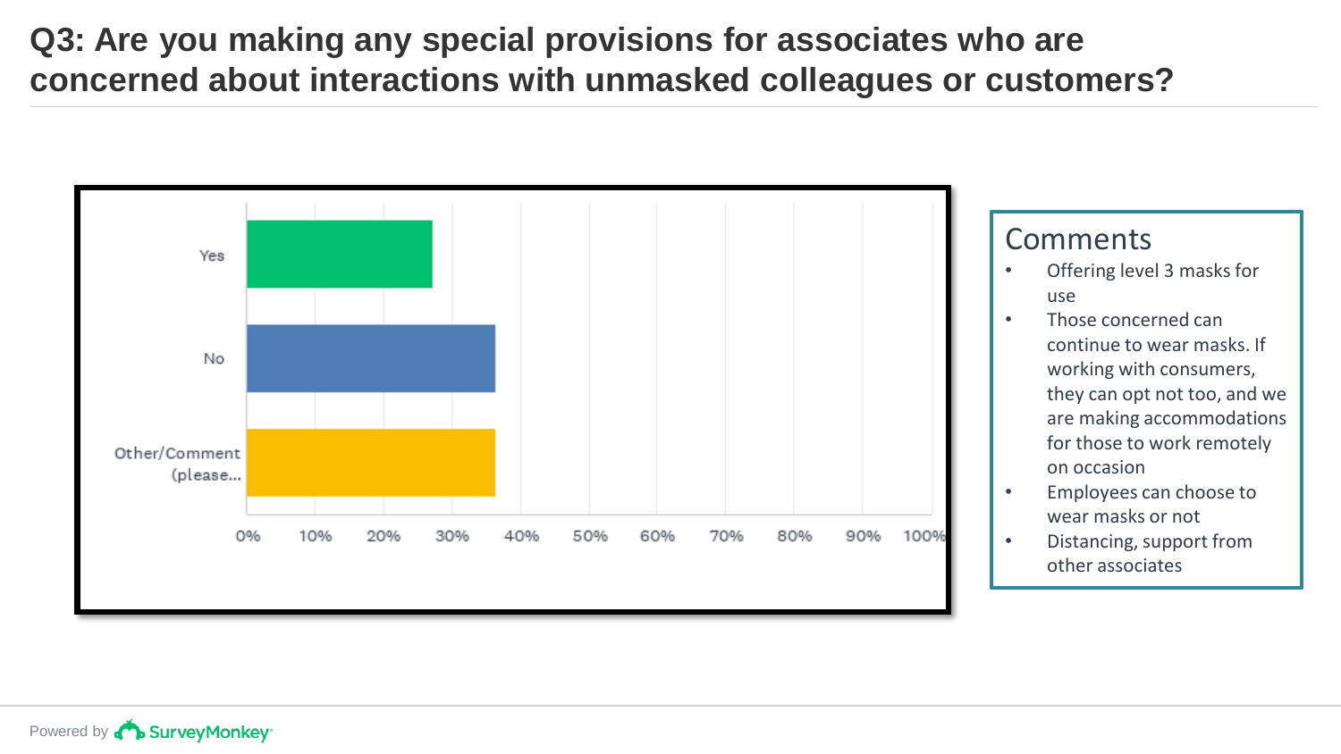# Q3: Are you making any special provisions for associates who are concerned about interactions with unmasked colleagues or customers?

| Response | Percentage |
|---|---|
| Yes | ~27% |
| No | ~36% |
| Other/Comment (please... | ~36% |

## Comments

- Offering level 3 masks for use
- Those concerned can continue to wear masks. If working with consumers, they can opt not too, and we are making accommodations for those to work remotely on occasion
- Employees can choose to wear masks or not
- Distancing, support from other associates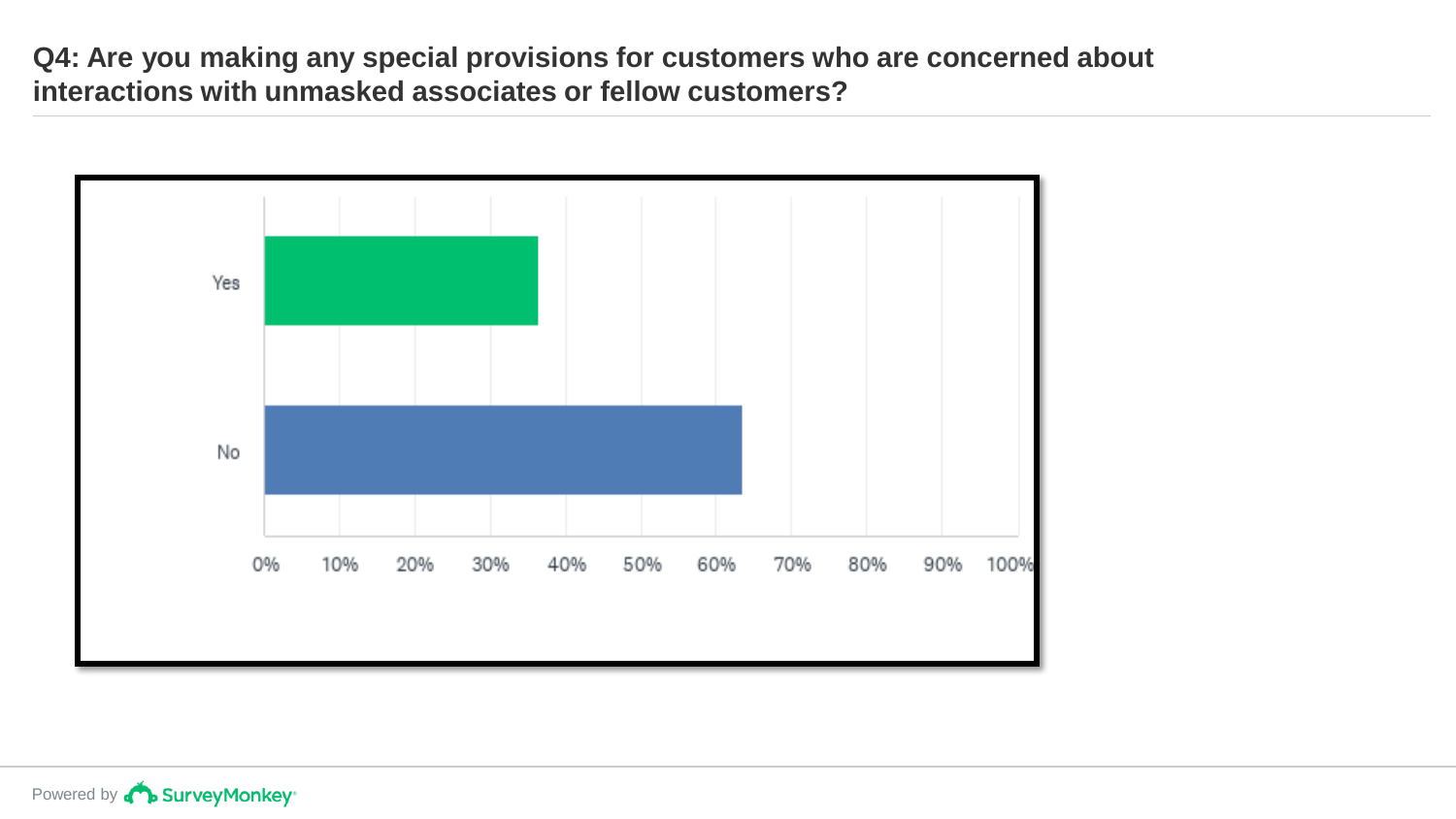**Q4: Are you making any special provisions for customers who are concerned about interactions with unmasked associates or fellow customers?**

Yes

No

0% 10% 20% 30% 40% 50% 60% 70% 80% 90% 100%

Powered by SurveyMonkey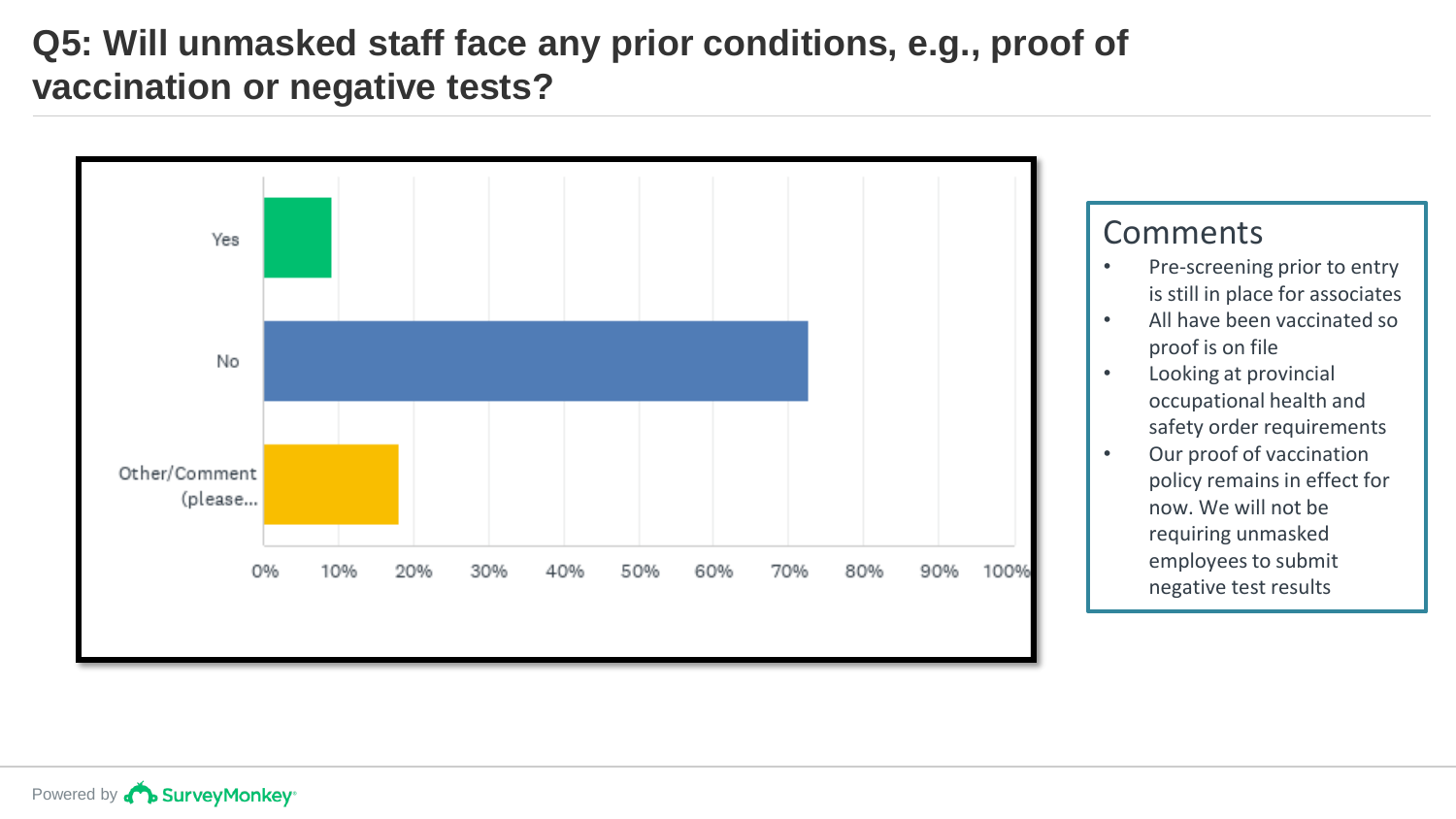# Q5: Will unmasked staff face any prior conditions, e.g., proof of vaccination or negative tests?

Yes

No

Other/Comment (please...

0% 10% 20% 30% 40% 50% 60% 70% 80% 90% 100%

## Comments

- Pre-screening prior to entry is still in place for associates
- All have been vaccinated so proof is on file
- Looking at provincial occupational health and safety order requirements
- Our proof of vaccination policy remains in effect for now. We will not be requiring unmasked employees to submit negative test results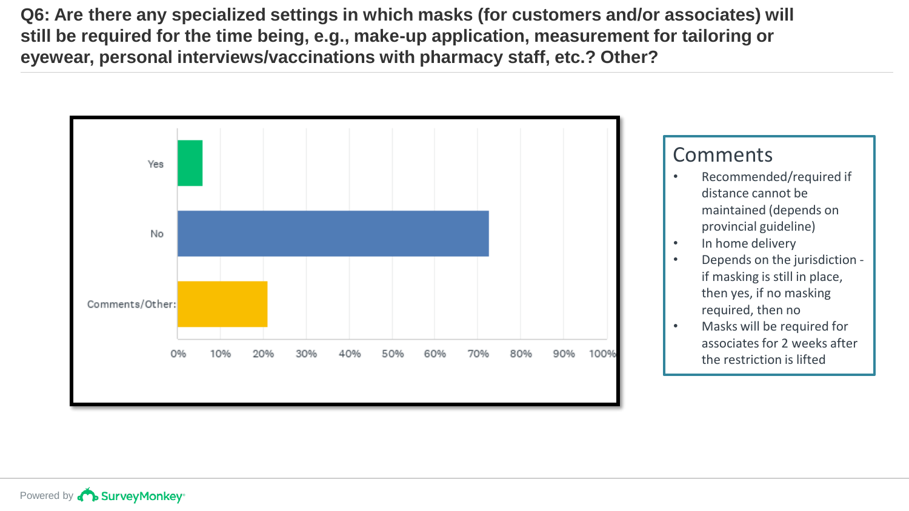## Q6: Are there any specialized settings in which masks (for customers and/or associates) will still be required for the time being, e.g., make-up application, measurement for tailoring or eyewear, personal interviews/vaccinations with pharmacy staff, etc.? Other?

Yes

No

Comments/Other:

0% 10% 20% 30% 40% 50% 60% 70% 80% 90% 100%

### Comments

- Recommended/required if distance cannot be maintained (depends on provincial guideline)
- In home delivery
- Depends on the jurisdiction - if masking is still in place, then yes, if no masking required, then no
- Masks will be required for associates for 2 weeks after the restriction is lifted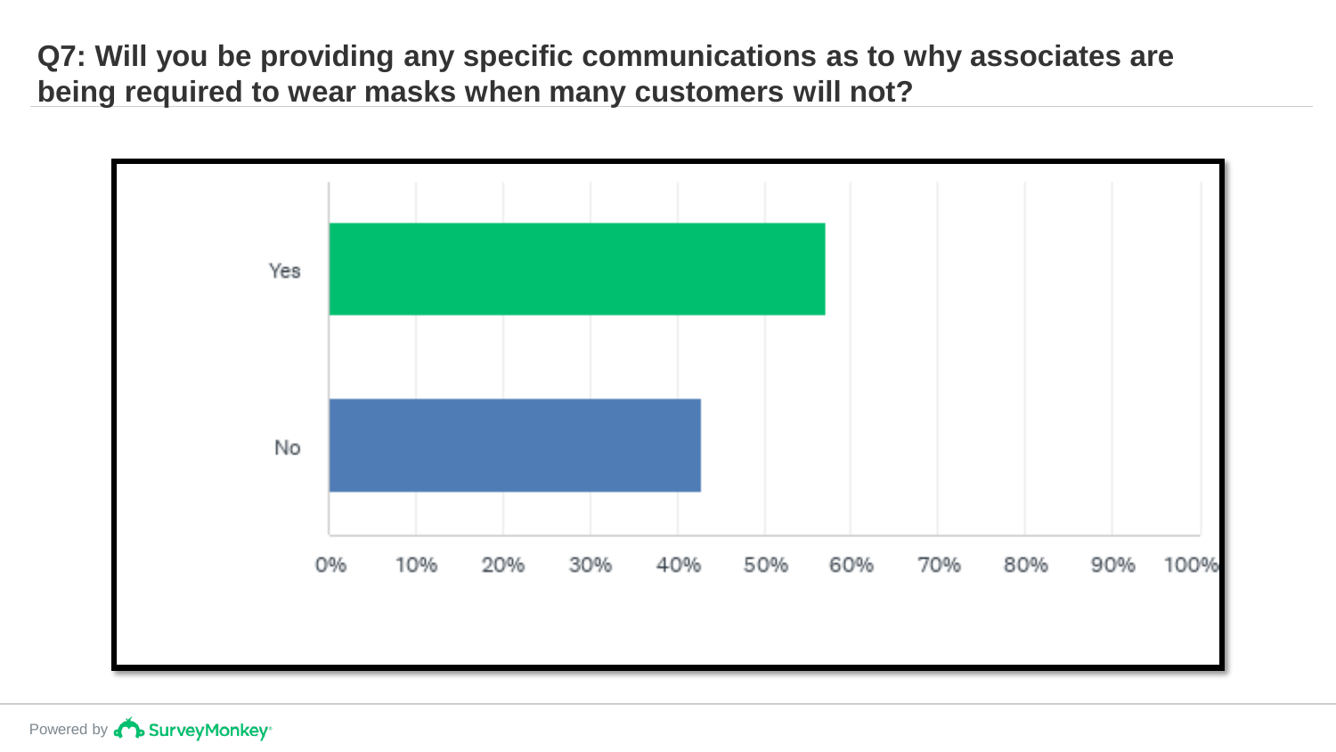## Q7: Will you be providing any specific communications as to why associates are being required to wear masks when many customers will not?

| Answer | Approximate % |
|---|---|
| Yes | ~57% |
| No | ~43% |

Powered by SurveyMonkey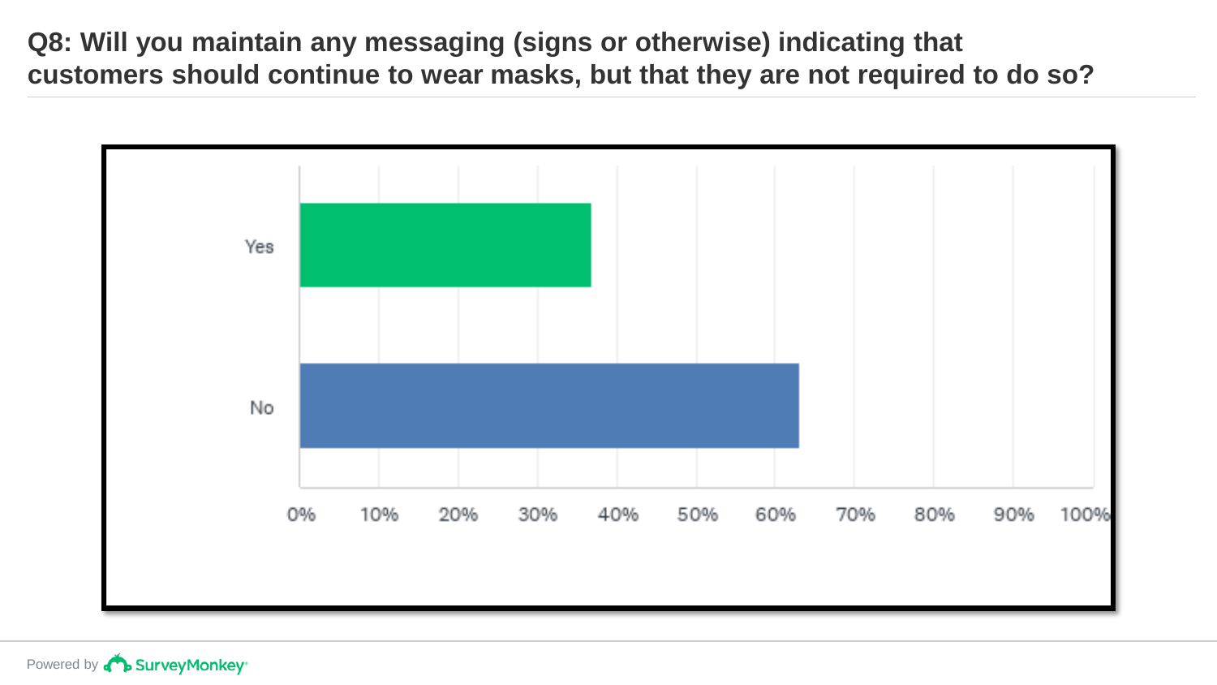## Q8: Will you maintain any messaging (signs or otherwise) indicating that customers should continue to wear masks, but that they are not required to do so?

Yes

No

0% 10% 20% 30% 40% 50% 60% 70% 80% 90% 100%

Powered by SurveyMonkey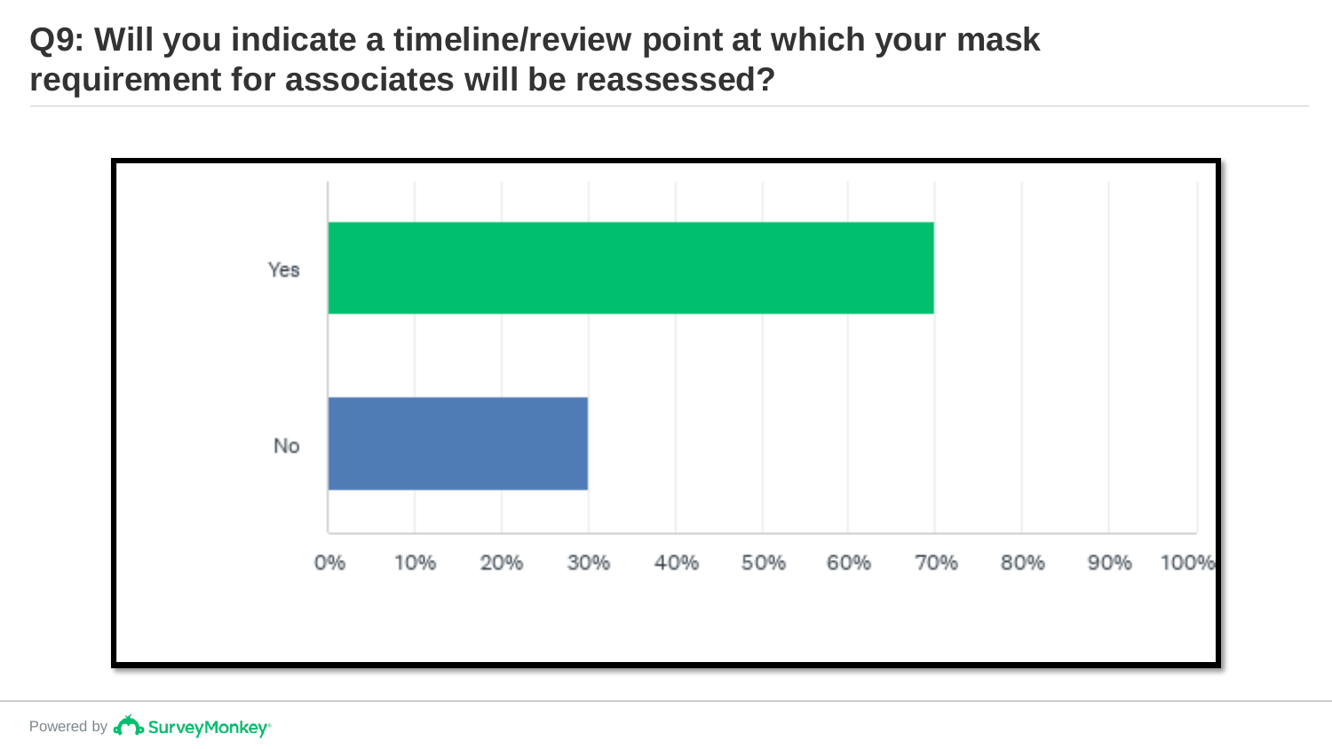# Q9: Will you indicate a timeline/review point at which your mask requirement for associates will be reassessed?

| Answer | Percentage |
| --- | --- |
| Yes | 70% |
| No | 30% |

Powered by SurveyMonkey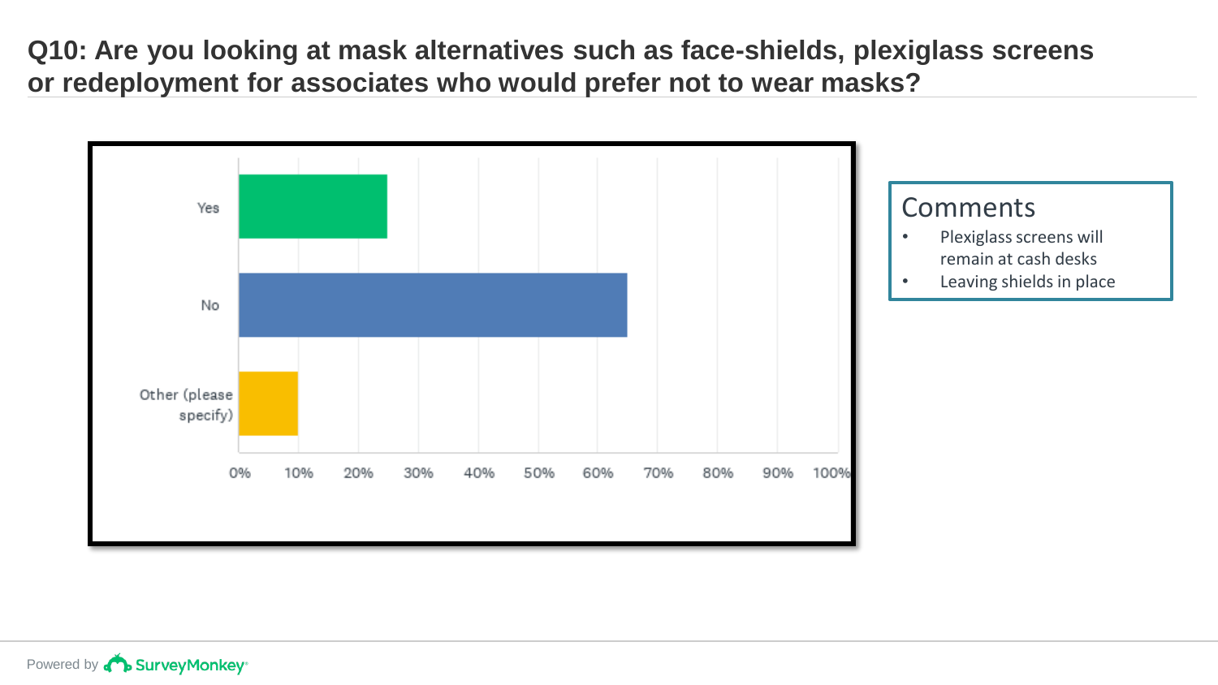## Q10: Are you looking at mask alternatives such as face-shields, plexiglass screens or redeployment for associates who would prefer not to wear masks?

| Answer | Percentage |
|---|---|
| Yes | ~25% |
| No | ~65% |
| Other (please specify) | ~10% |

### Comments

- Plexiglass screens will remain at cash desks
- Leaving shields in place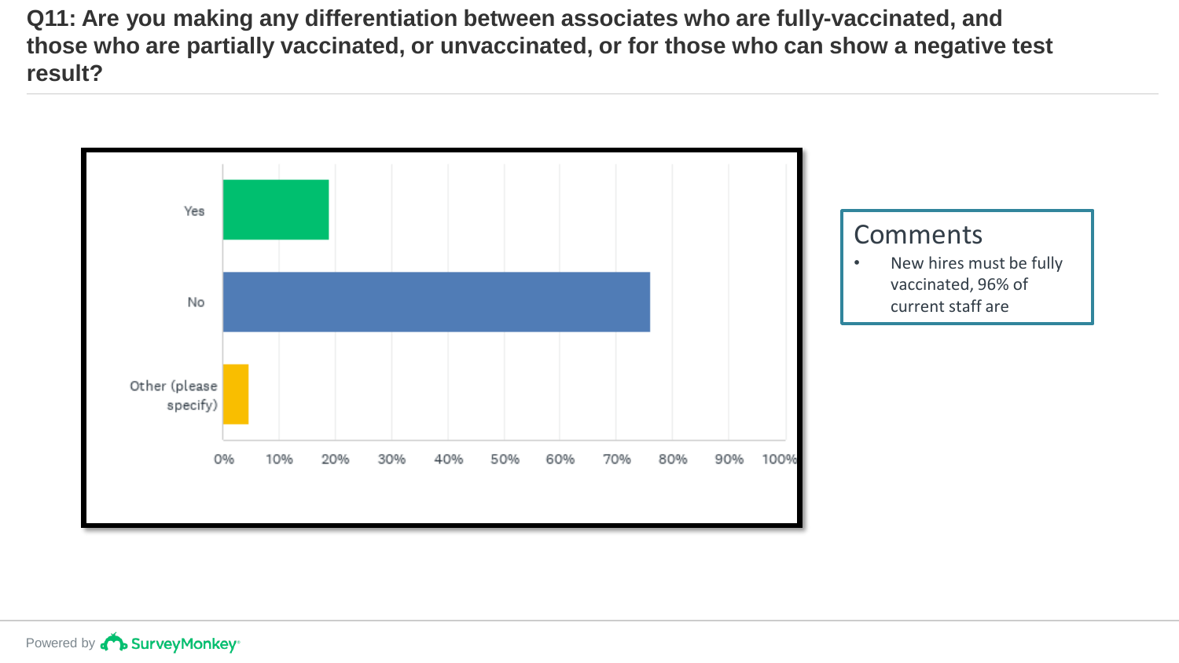## Q11: Are you making any differentiation between associates who are fully-vaccinated, and those who are partially vaccinated, or unvaccinated, or for those who can show a negative test result?

Yes

No

Other (please specify)

0% 10% 20% 30% 40% 50% 60% 70% 80% 90% 100%

### Comments

- New hires must be fully vaccinated, 96% of current staff are

Powered by SurveyMonkey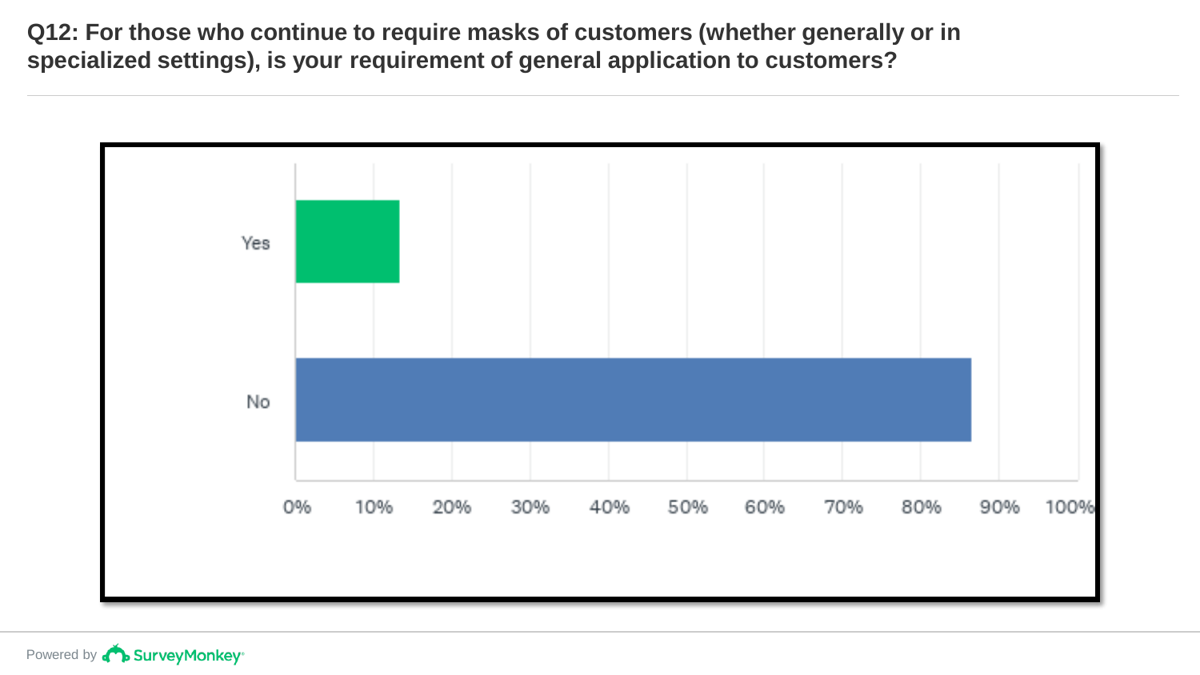**Q12: For those who continue to require masks of customers (whether generally or in specialized settings), is your requirement of general application to customers?**

| Answer | Percentage (approx.) |
|---|---|
| Yes | ~13% |
| No | ~87% |

Powered by SurveyMonkey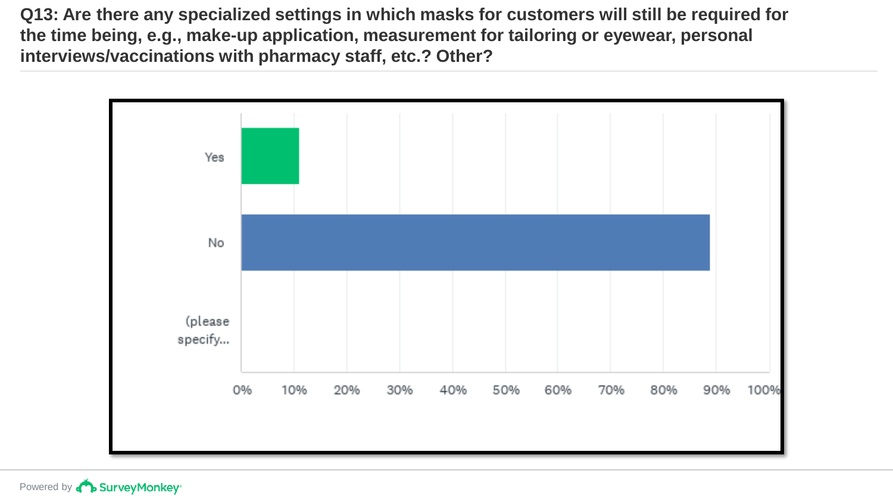## Q13: Are there any specialized settings in which masks for customers will still be required for the time being, e.g., make-up application, measurement for tailoring or eyewear, personal interviews/vaccinations with pharmacy staff, etc.? Other?

Yes

No

(please specify...

0% 10% 20% 30% 40% 50% 60% 70% 80% 90% 100%

Powered by SurveyMonkey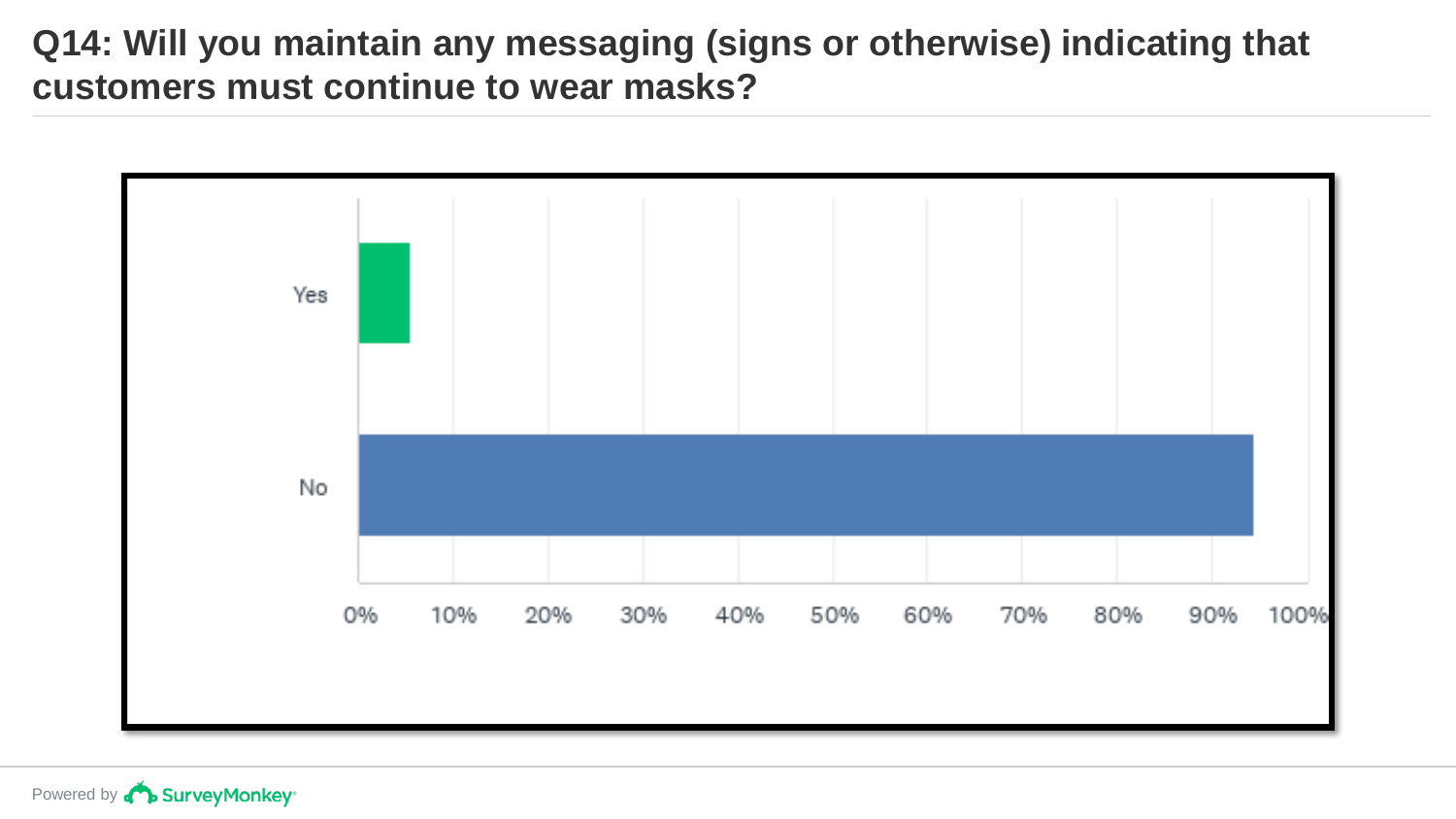## Q14: Will you maintain any messaging (signs or otherwise) indicating that customers must continue to wear masks?

Yes

No

0% 10% 20% 30% 40% 50% 60% 70% 80% 90% 100%

Powered by SurveyMonkey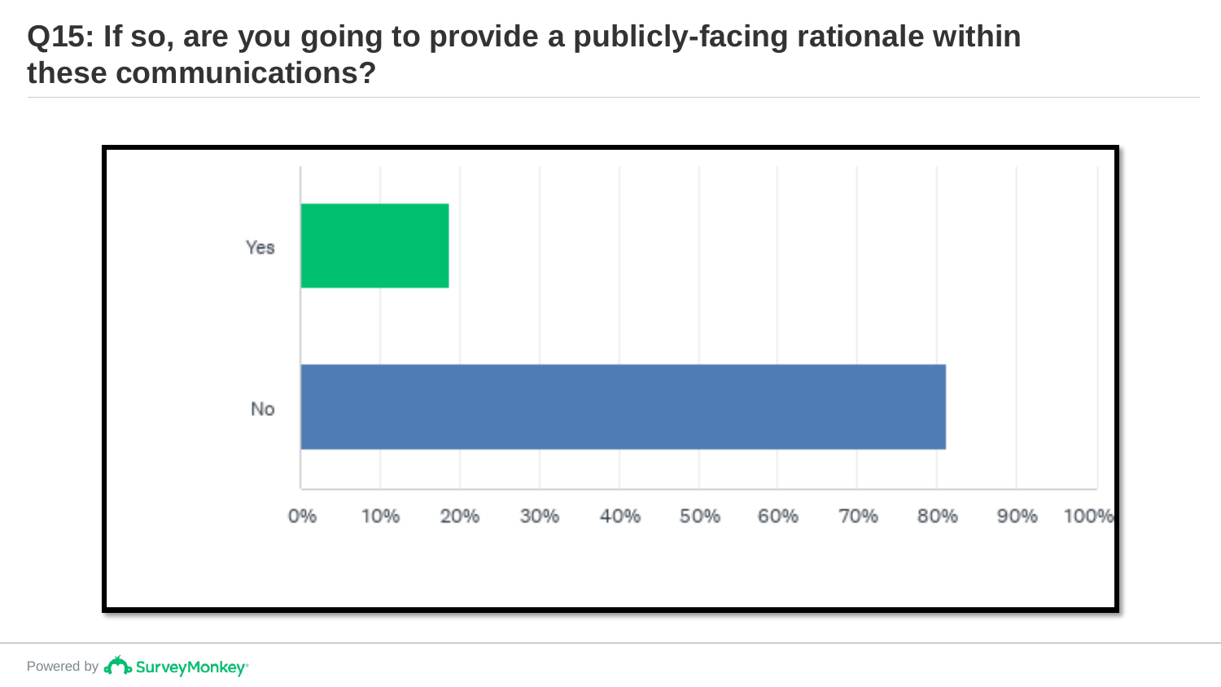# Q15: If so, are you going to provide a publicly-facing rationale within these communications?

| Answer | Percentage (approx.) |
|---|---|
| Yes | ~19% |
| No | ~81% |

Powered by SurveyMonkey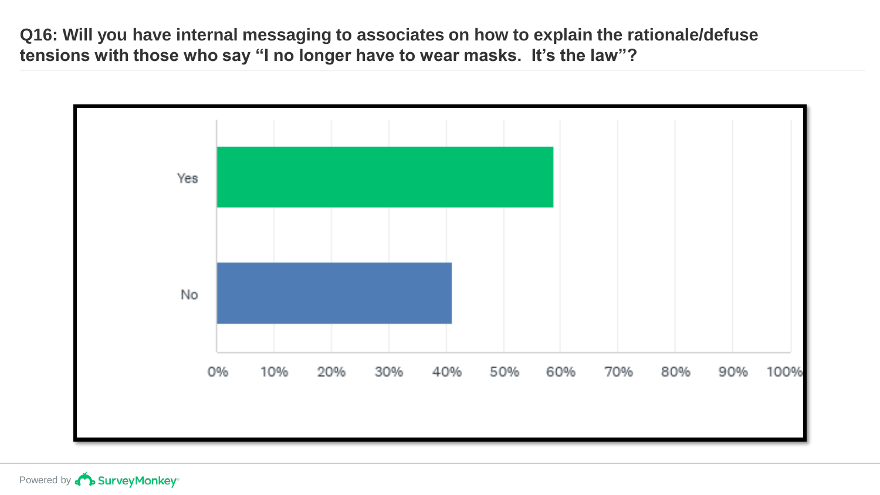# Q16: Will you have internal messaging to associates on how to explain the rationale/defuse tensions with those who say "I no longer have to wear masks. It's the law"?

Yes

No

0% 10% 20% 30% 40% 50% 60% 70% 80% 90% 100%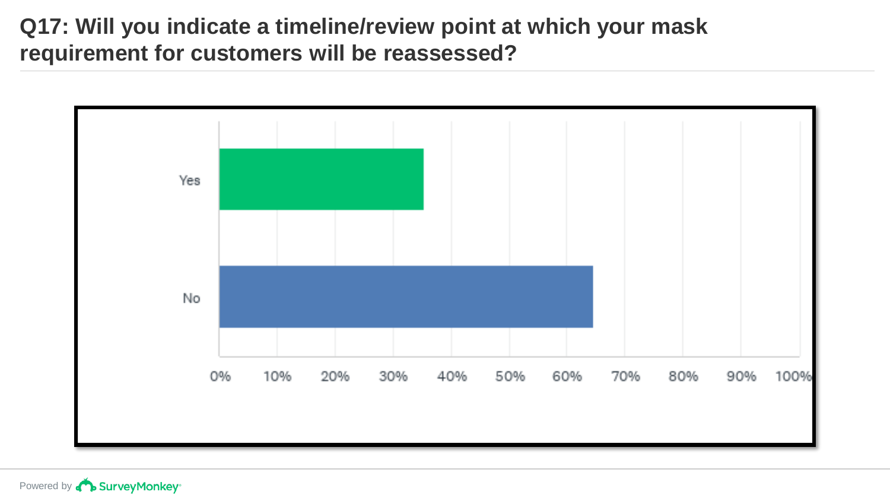# Q17: Will you indicate a timeline/review point at which your mask requirement for customers will be reassessed?

Yes

No

0% 10% 20% 30% 40% 50% 60% 70% 80% 90% 100%

Powered by SurveyMonkey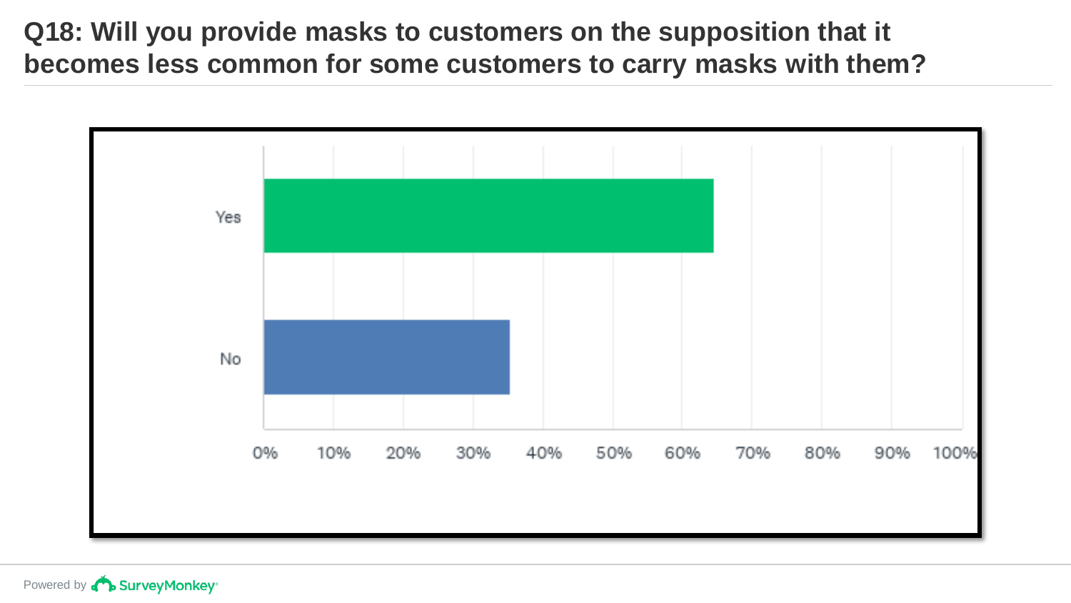# Q18: Will you provide masks to customers on the supposition that it becomes less common for some customers to carry masks with them?

| Answer | Percentage |
|---|---|
| Yes | ~64% |
| No | ~35% |

Powered by SurveyMonkey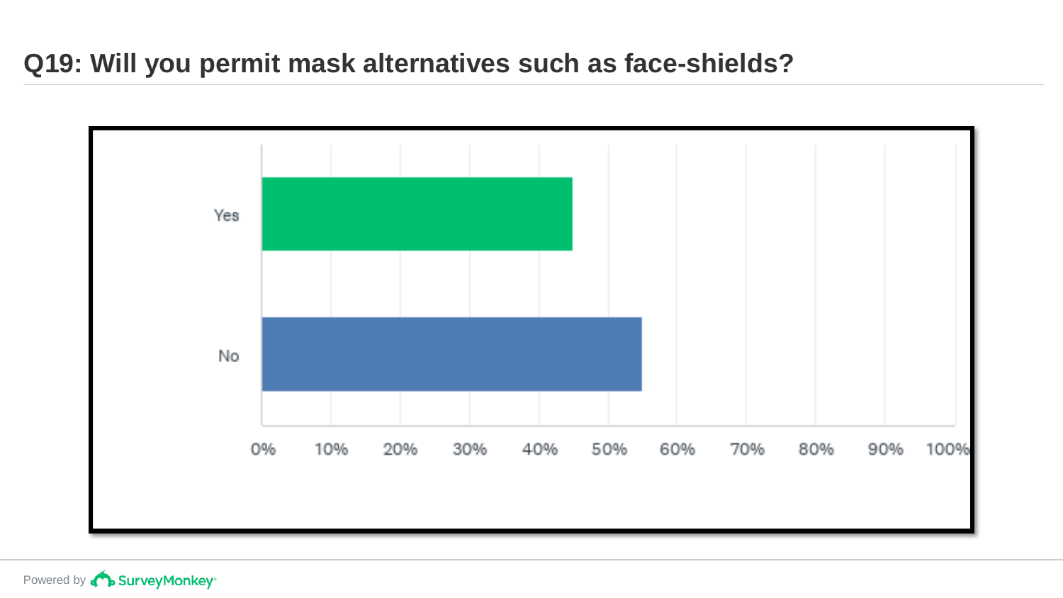## Q19: Will you permit mask alternatives such as face-shields?

| Response | Percentage |
|---|---|
| Yes | ~45% |
| No | ~55% |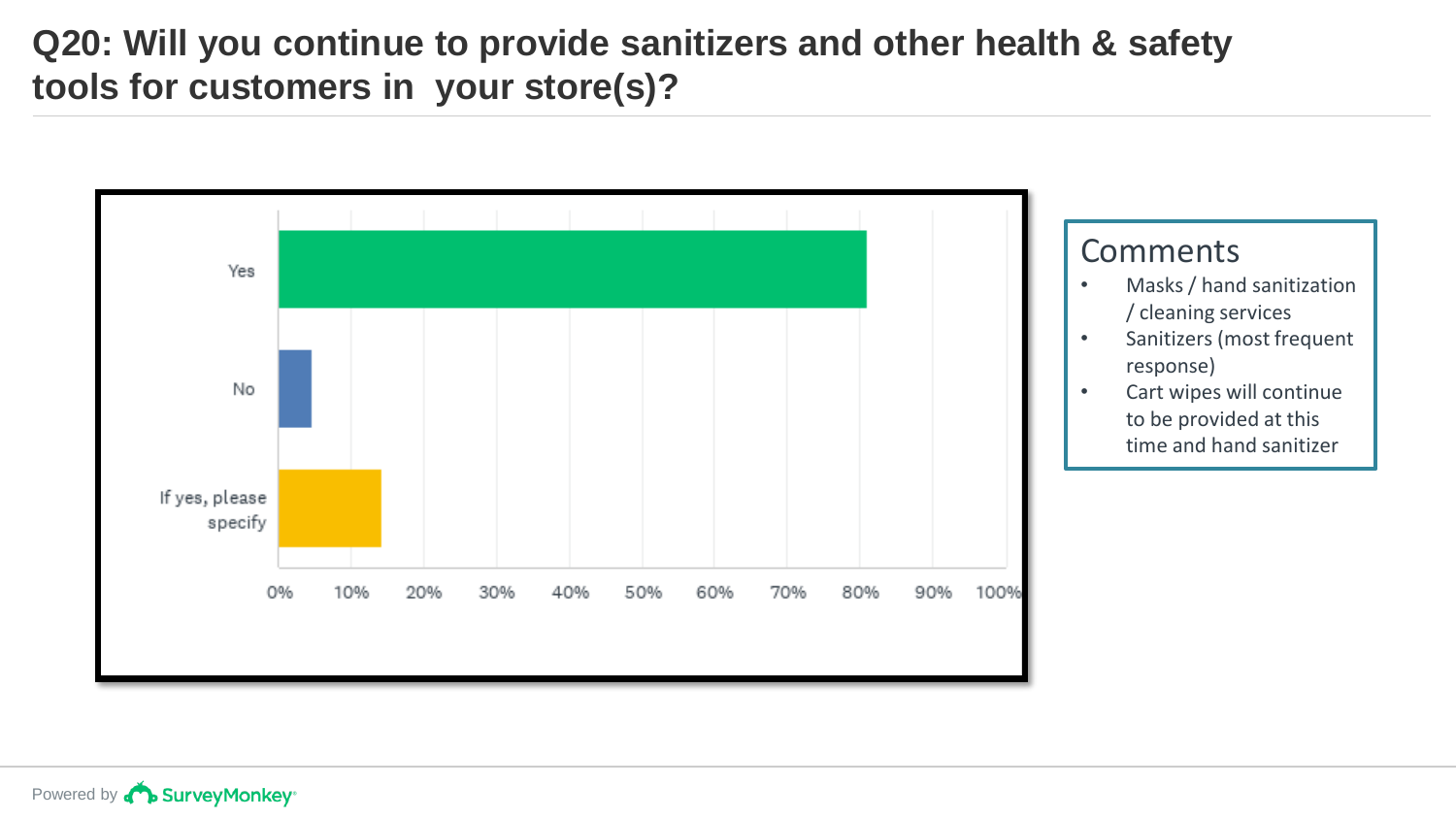# Q20: Will you continue to provide sanitizers and other health & safety tools for customers in your store(s)?

Yes

No

If yes, please specify

0% 10% 20% 30% 40% 50% 60% 70% 80% 90% 100%

## Comments

- Masks / hand sanitization / cleaning services
- Sanitizers (most frequent response)
- Cart wipes will continue to be provided at this time and hand sanitizer

Powered by SurveyMonkey